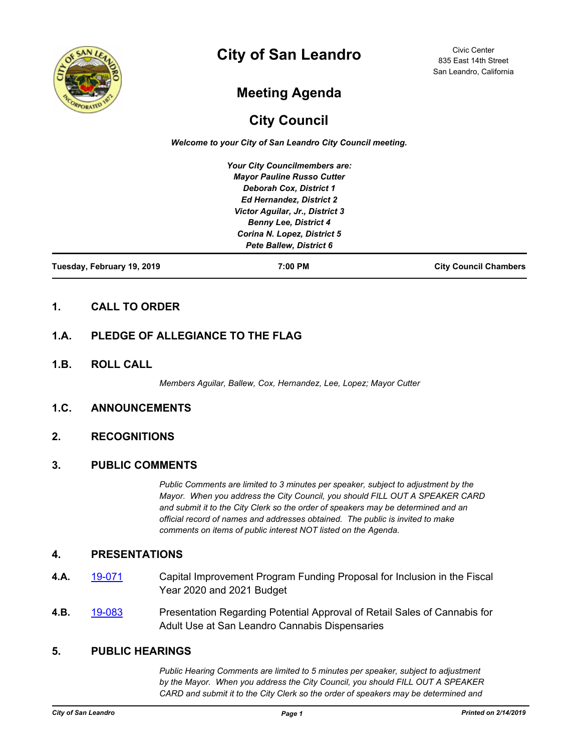# City of San Leandro

Civic Center
835 East 14th Street
San Leandro, California

## Meeting Agenda

## City Council

***Welcome to your City of San Leandro City Council meeting.***

***Your City Councilmembers are:***
***Mayor Pauline Russo Cutter***
***Deborah Cox, District 1***
***Ed Hernandez, District 2***
***Victor Aguilar, Jr., District 3***
***Benny Lee, District 4***
***Corina N. Lopez, District 5***
***Pete Ballew, District 6***

**Tuesday, February 19, 2019** | **7:00 PM** | **City Council Chambers**

### 1. CALL TO ORDER

### 1.A. PLEDGE OF ALLEGIANCE TO THE FLAG

### 1.B. ROLL CALL

*Members Aguilar, Ballew, Cox, Hernandez, Lee, Lopez; Mayor Cutter*

### 1.C. ANNOUNCEMENTS

### 2. RECOGNITIONS

### 3. PUBLIC COMMENTS

*Public Comments are limited to 3 minutes per speaker, subject to adjustment by the Mayor. When you address the City Council, you should FILL OUT A SPEAKER CARD and submit it to the City Clerk so the order of speakers may be determined and an official record of names and addresses obtained. The public is invited to make comments on items of public interest NOT listed on the Agenda.*

### 4. PRESENTATIONS

**4.A.** 19-071 Capital Improvement Program Funding Proposal for Inclusion in the Fiscal Year 2020 and 2021 Budget

**4.B.** 19-083 Presentation Regarding Potential Approval of Retail Sales of Cannabis for Adult Use at San Leandro Cannabis Dispensaries

### 5. PUBLIC HEARINGS

*Public Hearing Comments are limited to 5 minutes per speaker, subject to adjustment by the Mayor. When you address the City Council, you should FILL OUT A SPEAKER CARD and submit it to the City Clerk so the order of speakers may be determined and*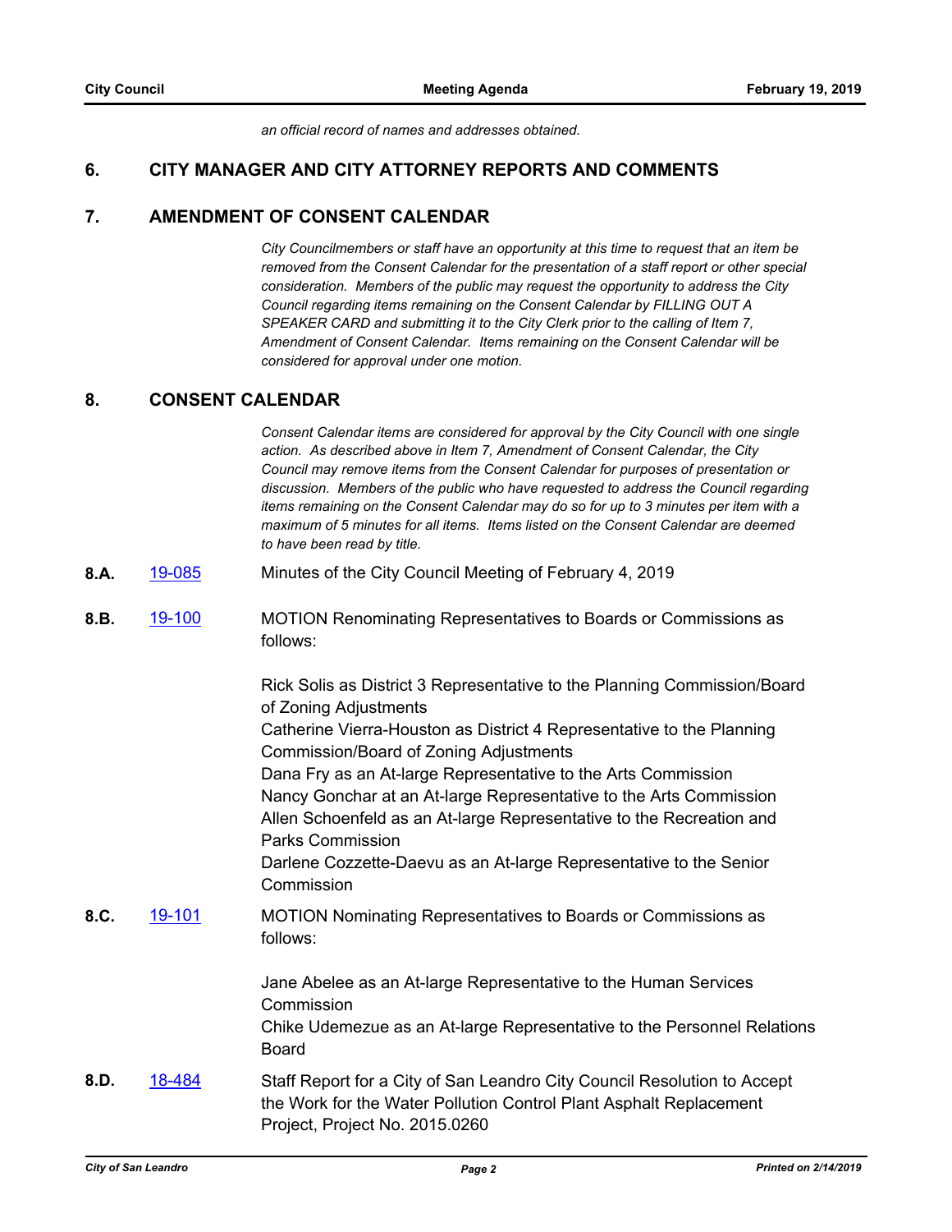*an official record of names and addresses obtained.*

## 6. CITY MANAGER AND CITY ATTORNEY REPORTS AND COMMENTS

## 7. AMENDMENT OF CONSENT CALENDAR

*City Councilmembers or staff have an opportunity at this time to request that an item be removed from the Consent Calendar for the presentation of a staff report or other special consideration. Members of the public may request the opportunity to address the City Council regarding items remaining on the Consent Calendar by FILLING OUT A SPEAKER CARD and submitting it to the City Clerk prior to the calling of Item 7, Amendment of Consent Calendar. Items remaining on the Consent Calendar will be considered for approval under one motion.*

## 8. CONSENT CALENDAR

*Consent Calendar items are considered for approval by the City Council with one single action. As described above in Item 7, Amendment of Consent Calendar, the City Council may remove items from the Consent Calendar for purposes of presentation or discussion. Members of the public who have requested to address the Council regarding items remaining on the Consent Calendar may do so for up to 3 minutes per item with a maximum of 5 minutes for all items. Items listed on the Consent Calendar are deemed to have been read by title.*

**8.A.** 19-085 Minutes of the City Council Meeting of February 4, 2019

**8.B.** 19-100 MOTION Renominating Representatives to Boards or Commissions as follows:

Rick Solis as District 3 Representative to the Planning Commission/Board of Zoning Adjustments
Catherine Vierra-Houston as District 4 Representative to the Planning Commission/Board of Zoning Adjustments
Dana Fry as an At-large Representative to the Arts Commission
Nancy Gonchar at an At-large Representative to the Arts Commission
Allen Schoenfeld as an At-large Representative to the Recreation and Parks Commission
Darlene Cozzette-Daevu as an At-large Representative to the Senior Commission

**8.C.** 19-101 MOTION Nominating Representatives to Boards or Commissions as follows:

Jane Abelee as an At-large Representative to the Human Services Commission
Chike Udemezue as an At-large Representative to the Personnel Relations Board

**8.D.** 18-484 Staff Report for a City of San Leandro City Council Resolution to Accept the Work for the Water Pollution Control Plant Asphalt Replacement Project, Project No. 2015.0260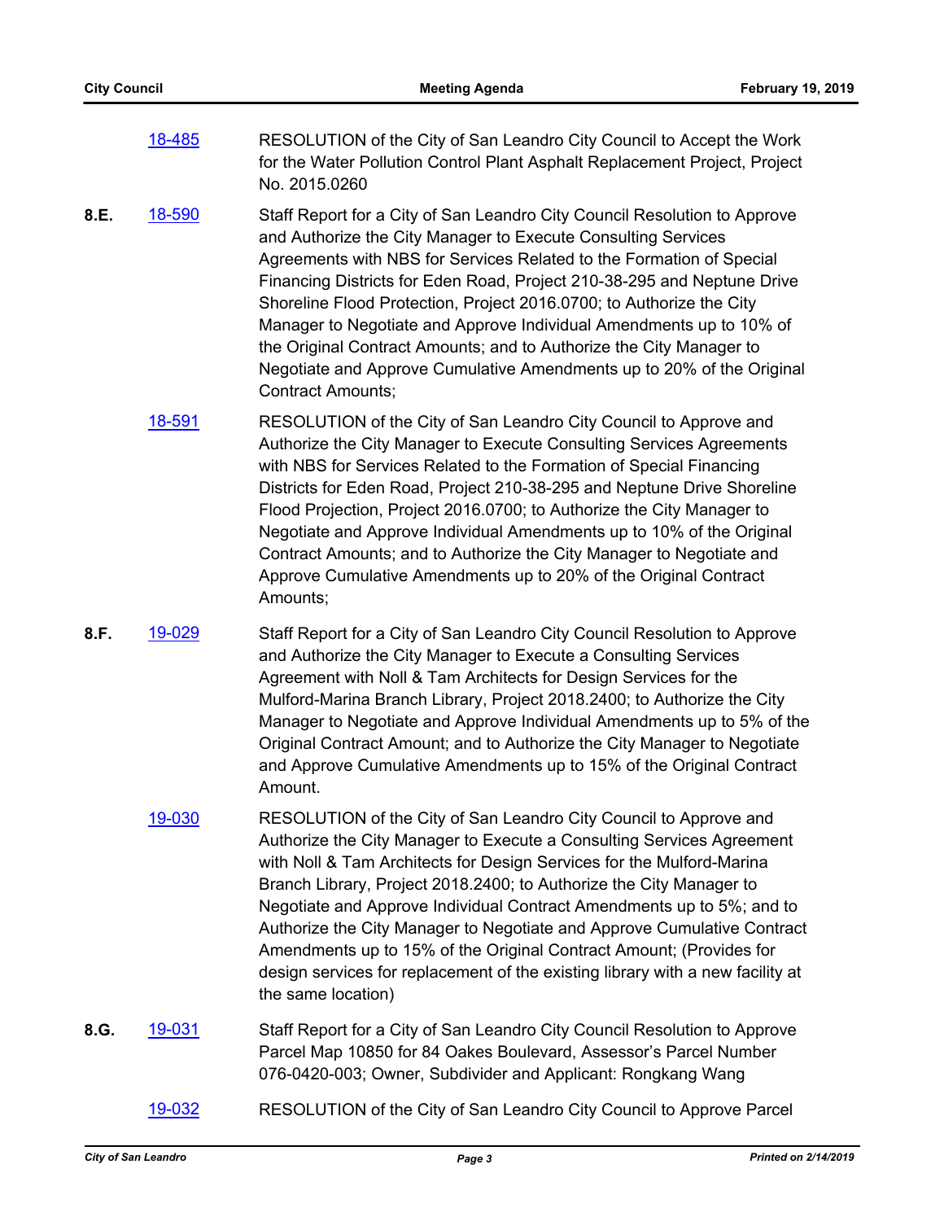18-485 RESOLUTION of the City of San Leandro City Council to Accept the Work for the Water Pollution Control Plant Asphalt Replacement Project, Project No. 2015.0260

**8.E.** 18-590 Staff Report for a City of San Leandro City Council Resolution to Approve and Authorize the City Manager to Execute Consulting Services Agreements with NBS for Services Related to the Formation of Special Financing Districts for Eden Road, Project 210-38-295 and Neptune Drive Shoreline Flood Protection, Project 2016.0700; to Authorize the City Manager to Negotiate and Approve Individual Amendments up to 10% of the Original Contract Amounts; and to Authorize the City Manager to Negotiate and Approve Cumulative Amendments up to 20% of the Original Contract Amounts;

18-591 RESOLUTION of the City of San Leandro City Council to Approve and Authorize the City Manager to Execute Consulting Services Agreements with NBS for Services Related to the Formation of Special Financing Districts for Eden Road, Project 210-38-295 and Neptune Drive Shoreline Flood Projection, Project 2016.0700; to Authorize the City Manager to Negotiate and Approve Individual Amendments up to 10% of the Original Contract Amounts; and to Authorize the City Manager to Negotiate and Approve Cumulative Amendments up to 20% of the Original Contract Amounts;

**8.F.** 19-029 Staff Report for a City of San Leandro City Council Resolution to Approve and Authorize the City Manager to Execute a Consulting Services Agreement with Noll & Tam Architects for Design Services for the Mulford-Marina Branch Library, Project 2018.2400; to Authorize the City Manager to Negotiate and Approve Individual Amendments up to 5% of the Original Contract Amount; and to Authorize the City Manager to Negotiate and Approve Cumulative Amendments up to 15% of the Original Contract Amount.

19-030 RESOLUTION of the City of San Leandro City Council to Approve and Authorize the City Manager to Execute a Consulting Services Agreement with Noll & Tam Architects for Design Services for the Mulford-Marina Branch Library, Project 2018.2400; to Authorize the City Manager to Negotiate and Approve Individual Contract Amendments up to 5%; and to Authorize the City Manager to Negotiate and Approve Cumulative Contract Amendments up to 15% of the Original Contract Amount; (Provides for design services for replacement of the existing library with a new facility at the same location)

**8.G.** 19-031 Staff Report for a City of San Leandro City Council Resolution to Approve Parcel Map 10850 for 84 Oakes Boulevard, Assessor's Parcel Number 076-0420-003; Owner, Subdivider and Applicant: Rongkang Wang

19-032 RESOLUTION of the City of San Leandro City Council to Approve Parcel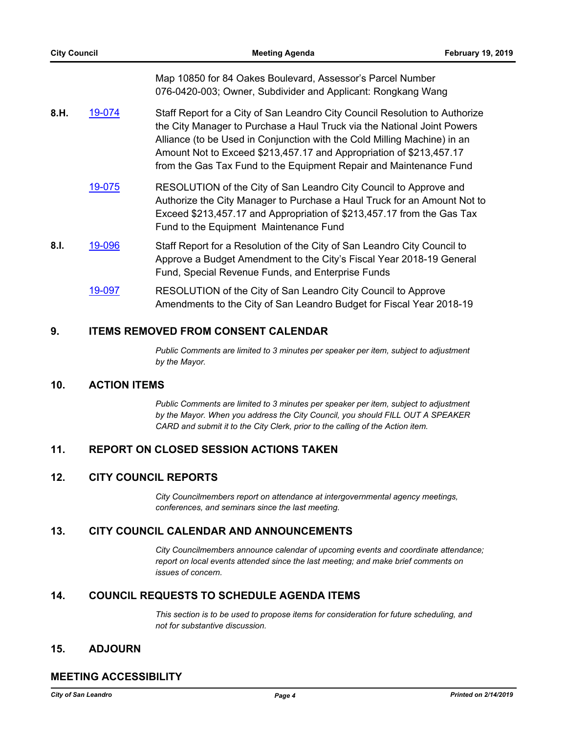Map 10850 for 84 Oakes Boulevard, Assessor's Parcel Number 076-0420-003; Owner, Subdivider and Applicant: Rongkang Wang

**8.H.** 19-074 Staff Report for a City of San Leandro City Council Resolution to Authorize the City Manager to Purchase a Haul Truck via the National Joint Powers Alliance (to be Used in Conjunction with the Cold Milling Machine) in an Amount Not to Exceed $213,457.17 and Appropriation of $213,457.17 from the Gas Tax Fund to the Equipment Repair and Maintenance Fund

19-075 RESOLUTION of the City of San Leandro City Council to Approve and Authorize the City Manager to Purchase a Haul Truck for an Amount Not to Exceed $213,457.17 and Appropriation of $213,457.17 from the Gas Tax Fund to the Equipment Maintenance Fund

**8.I.** 19-096 Staff Report for a Resolution of the City of San Leandro City Council to Approve a Budget Amendment to the City's Fiscal Year 2018-19 General Fund, Special Revenue Funds, and Enterprise Funds

19-097 RESOLUTION of the City of San Leandro City Council to Approve Amendments to the City of San Leandro Budget for Fiscal Year 2018-19

## 9. ITEMS REMOVED FROM CONSENT CALENDAR

*Public Comments are limited to 3 minutes per speaker per item, subject to adjustment by the Mayor.*

## 10. ACTION ITEMS

*Public Comments are limited to 3 minutes per speaker per item, subject to adjustment by the Mayor. When you address the City Council, you should FILL OUT A SPEAKER CARD and submit it to the City Clerk, prior to the calling of the Action item.*

## 11. REPORT ON CLOSED SESSION ACTIONS TAKEN

## 12. CITY COUNCIL REPORTS

*City Councilmembers report on attendance at intergovernmental agency meetings, conferences, and seminars since the last meeting.*

## 13. CITY COUNCIL CALENDAR AND ANNOUNCEMENTS

*City Councilmembers announce calendar of upcoming events and coordinate attendance; report on local events attended since the last meeting; and make brief comments on issues of concern.*

## 14. COUNCIL REQUESTS TO SCHEDULE AGENDA ITEMS

*This section is to be used to propose items for consideration for future scheduling, and not for substantive discussion.*

## 15. ADJOURN

## MEETING ACCESSIBILITY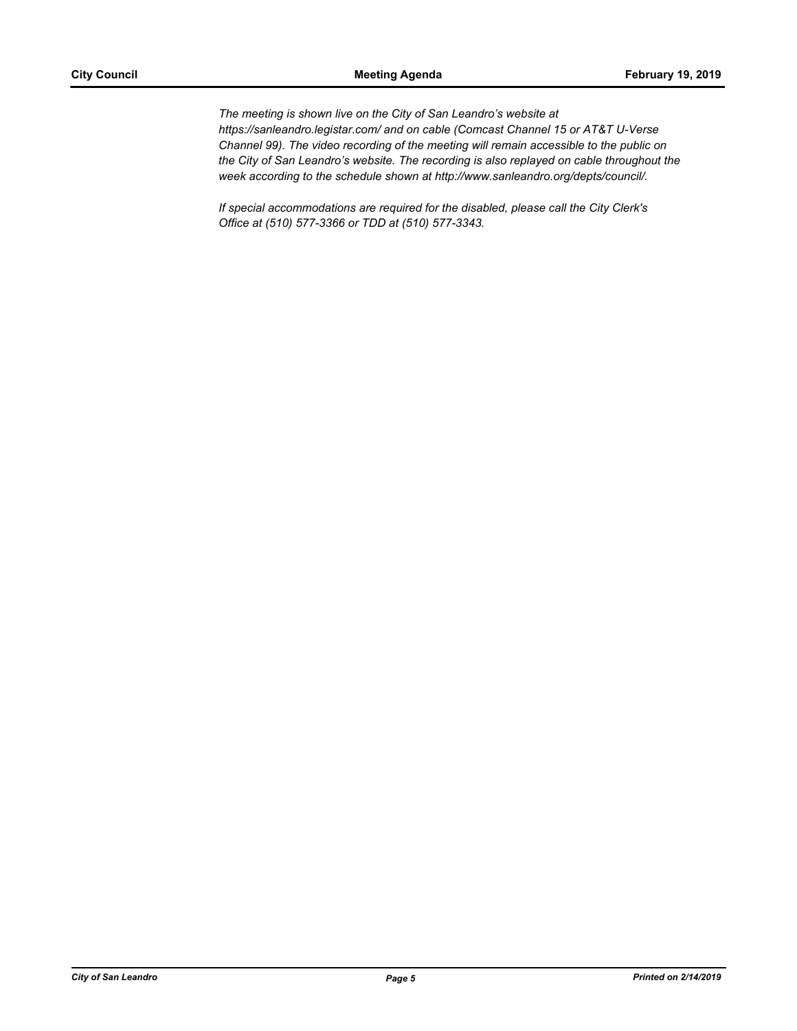*The meeting is shown live on the City of San Leandro's website at https://sanleandro.legistar.com/ and on cable (Comcast Channel 15 or AT&T U-Verse Channel 99). The video recording of the meeting will remain accessible to the public on the City of San Leandro's website. The recording is also replayed on cable throughout the week according to the schedule shown at http://www.sanleandro.org/depts/council/.*

*If special accommodations are required for the disabled, please call the City Clerk's Office at (510) 577-3366 or TDD at (510) 577-3343.*